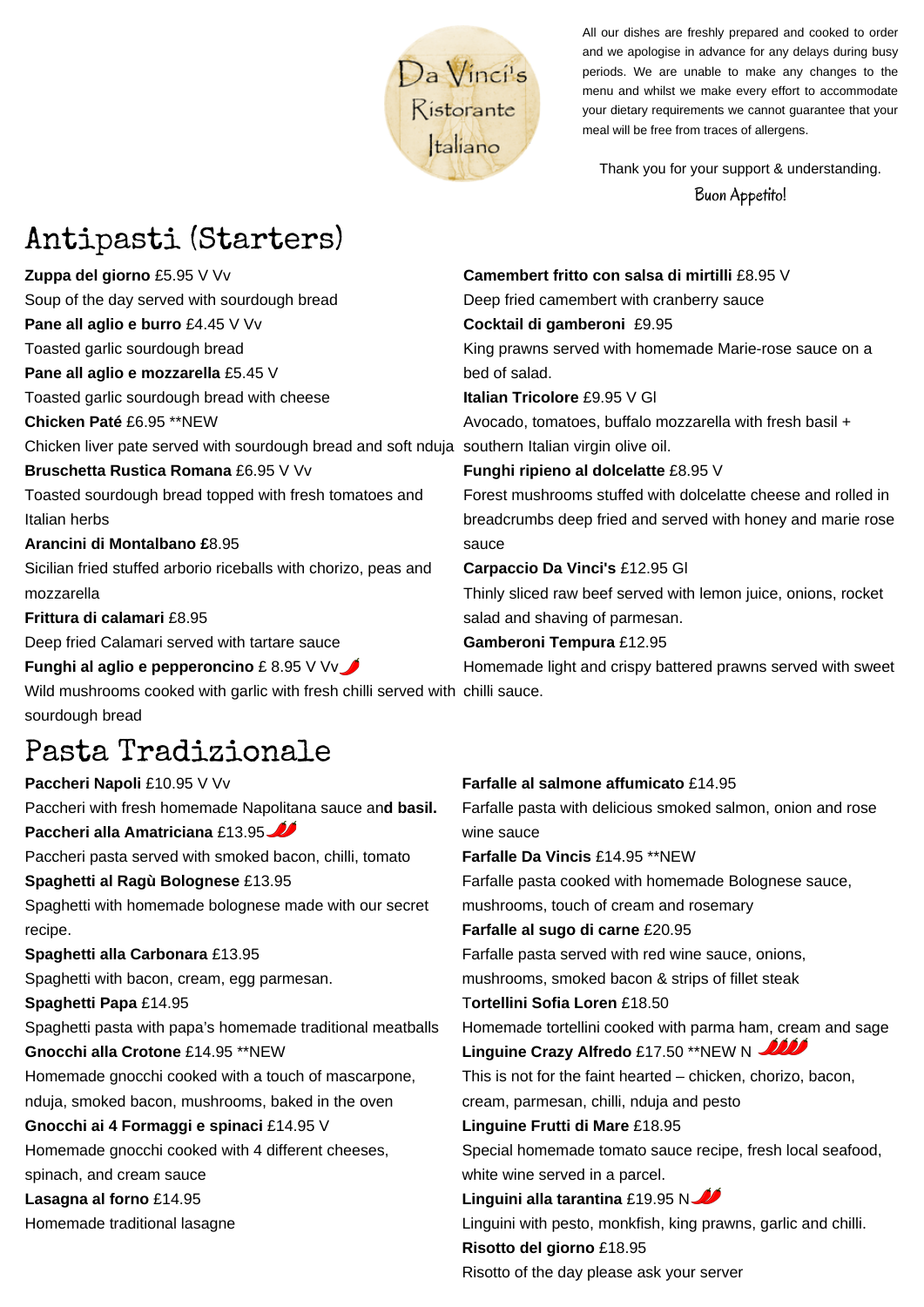Da Vinci's Ristorante Italiano

All our dishes are freshly prepared and cooked to order and we apologise in advance for any delays during busy periods. We are unable to make any changes to the menu and whilst we make every effort to accommodate your dietary requirements we cannot guarantee that your meal will be free from traces of allergens.

Thank you for your support & understanding.

Buon Appetito!

# Antipasti (Starters)

**Zuppa del giorno** £5.95 V Vv
Soup of the day served with sourdough bread

**Pane all aglio e burro** £4.45 V Vv
Toasted garlic sourdough bread

**Pane all aglio e mozzarella** £5.45 V
Toasted garlic sourdough bread with cheese

**Chicken Paté** £6.95 **NEW
Chicken liver pate served with sourdough bread and soft nduja

**Bruschetta Rustica Romana** £6.95 V Vv
Toasted sourdough bread topped with fresh tomatoes and Italian herbs

**Arancini di Montalbano £**8.95
Sicilian fried stuffed arborio riceballs with chorizo, peas and mozzarella

**Frittura di calamari** £8.95
Deep fried Calamari served with tartare sauce

**Funghi al aglio e pepperoncino** £ 8.95 V Vv
Wild mushrooms cooked with garlic with fresh chilli served with sourdough bread

**Camembert fritto con salsa di mirtilli** £8.95 V
Deep fried camembert with cranberry sauce

**Cocktail di gamberoni** £9.95
King prawns served with homemade Marie-rose sauce on a bed of salad.

**Italian Tricolore** £9.95 V Gl
Avocado, tomatoes, buffalo mozzarella with fresh basil + southern Italian virgin olive oil.

**Funghi ripieno al dolcelatte** £8.95 V
Forest mushrooms stuffed with dolcelatte cheese and rolled in breadcrumbs deep fried and served with honey and marie rose sauce

**Carpaccio Da Vinci's** £12.95 Gl
Thinly sliced raw beef served with lemon juice, onions, rocket salad and shaving of parmesan.

**Gamberoni Tempura** £12.95
Homemade light and crispy battered prawns served with sweet chilli sauce.

# Pasta Tradizionale

**Paccheri Napoli** £10.95 V Vv
Paccheri with fresh homemade Napolitana sauce an**d basil.**

**Paccheri alla Amatriciana** £13.95
Paccheri pasta served with smoked bacon, chilli, tomato

**Spaghetti al Ragù Bolognese** £13.95
Spaghetti with homemade bolognese made with our secret recipe.

**Spaghetti alla Carbonara** £13.95
Spaghetti with bacon, cream, egg parmesan.

**Spaghetti Papa** £14.95
Spaghetti pasta with papa's homemade traditional meatballs

**Gnocchi alla Crotone** £14.95 **NEW
Homemade gnocchi cooked with a touch of mascarpone, nduja, smoked bacon, mushrooms, baked in the oven

**Gnocchi ai 4 Formaggi e spinaci** £14.95 V
Homemade gnocchi cooked with 4 different cheeses, spinach, and cream sauce

**Lasagna al forno** £14.95
Homemade traditional lasagne

**Farfalle al salmone affumicato** £14.95
Farfalle pasta with delicious smoked salmon, onion and rose wine sauce

**Farfalle Da Vincis** £14.95 **NEW
Farfalle pasta cooked with homemade Bolognese sauce, mushrooms, touch of cream and rosemary

**Farfalle al sugo di carne** £20.95
Farfalle pasta served with red wine sauce, onions, mushrooms, smoked bacon & strips of fillet steak

**Tortellini Sofia Loren** £18.50
Homemade tortellini cooked with parma ham, cream and sage

**Linguine Crazy Alfredo** £17.50 **NEW N
This is not for the faint hearted – chicken, chorizo, bacon, cream, parmesan, chilli, nduja and pesto

**Linguine Frutti di Mare** £18.95
Special homemade tomato sauce recipe, fresh local seafood, white wine served in a parcel.

**Linguini alla tarantina** £19.95 N
Linguini with pesto, monkfish, king prawns, garlic and chilli.

**Risotto del giorno** £18.95
Risotto of the day please ask your server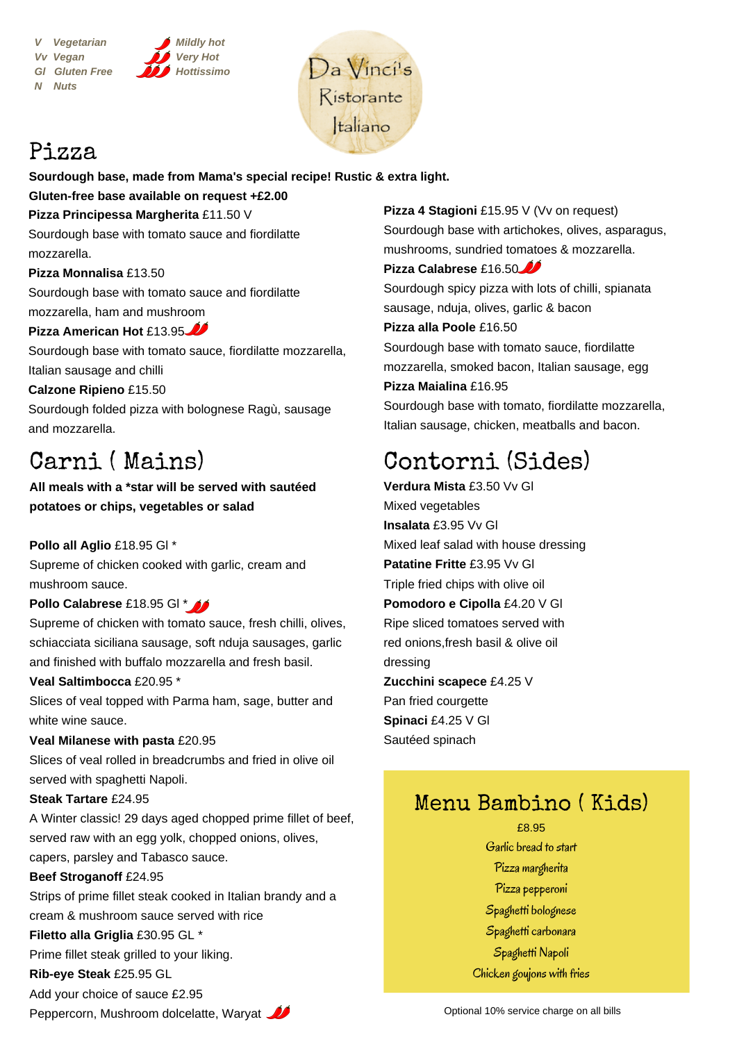*V Vegetarian*
*Vv Vegan*
*Gl Gluten Free*
*N Nuts*

🌶 *Mildly hot*
🌶🌶 *Very Hot*
🌶🌶🌶 *Hottissimo*

Da Vinci's Ristorante Italiano

# Pizza

**Sourdough base, made from Mama's special recipe! Rustic & extra light.**

**Gluten-free base available on request +£2.00**

**Pizza Principessa Margherita** £11.50 V
Sourdough base with tomato sauce and fiordilatte mozzarella.

**Pizza Monnalisa** £13.50
Sourdough base with tomato sauce and fiordilatte mozzarella, ham and mushroom

**Pizza American Hot** £13.95 🌶🌶
Sourdough base with tomato sauce, fiordilatte mozzarella, Italian sausage and chilli

**Calzone Ripieno** £15.50
Sourdough folded pizza with bolognese Ragù, sausage and mozzarella.

**Pizza 4 Stagioni** £15.95 V (Vv on request)
Sourdough base with artichokes, olives, asparagus, mushrooms, sundried tomatoes & mozzarella.

**Pizza Calabrese** £16.50 🌶🌶
Sourdough spicy pizza with lots of chilli, spianata sausage, nduja, olives, garlic & bacon

**Pizza alla Poole** £16.50
Sourdough base with tomato sauce, fiordilatte mozzarella, smoked bacon, Italian sausage, egg

**Pizza Maialina** £16.95
Sourdough base with tomato, fiordilatte mozzarella, Italian sausage, chicken, meatballs and bacon.

# Carni ( Mains)

**All meals with a *star will be served with sautéed potatoes or chips, vegetables or salad**

**Pollo all Aglio** £18.95 Gl *
Supreme of chicken cooked with garlic, cream and mushroom sauce.

**Pollo Calabrese** £18.95 Gl * 🌶🌶
Supreme of chicken with tomato sauce, fresh chilli, olives, schiacciata siciliana sausage, soft nduja sausages, garlic and finished with buffalo mozzarella and fresh basil.

**Veal Saltimbocca** £20.95 *
Slices of veal topped with Parma ham, sage, butter and white wine sauce.

**Veal Milanese with pasta** £20.95
Slices of veal rolled in breadcrumbs and fried in olive oil served with spaghetti Napoli.

**Steak Tartare** £24.95
A Winter classic! 29 days aged chopped prime fillet of beef, served raw with an egg yolk, chopped onions, olives, capers, parsley and Tabasco sauce.

**Beef Stroganoff** £24.95
Strips of prime fillet steak cooked in Italian brandy and a cream & mushroom sauce served with rice

**Filetto alla Griglia** £30.95 GL *
Prime fillet steak grilled to your liking.

**Rib-eye Steak** £25.95 GL
Add your choice of sauce £2.95
Peppercorn, Mushroom dolcelatte, Waryat 🌶🌶

# Contorni (Sides)

**Verdura Mista** £3.50 Vv Gl
Mixed vegetables

**Insalata** £3.95 Vv Gl
Mixed leaf salad with house dressing

**Patatine Fritte** £3.95 Vv Gl
Triple fried chips with olive oil

**Pomodoro e Cipolla** £4.20 V Gl
Ripe sliced tomatoes served with red onions,fresh basil & olive oil dressing

**Zucchini scapece** £4.25 V
Pan fried courgette

**Spinaci** £4.25 V Gl
Sautéed spinach

# Menu Bambino ( Kids)

£8.95

Garlic bread to start
Pizza margherita
Pizza pepperoni
Spaghetti bolognese
Spaghetti carbonara
Spaghetti Napoli
Chicken goujons with fries

Optional 10% service charge on all bills